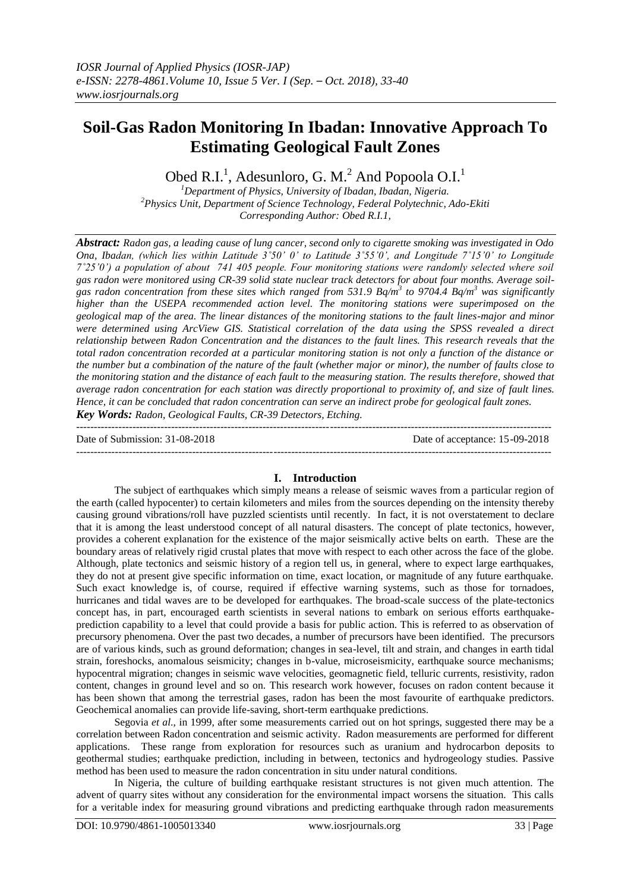# Soil-Gas Radon Monitoring In Ibadan: Innovative Approach To Estimating Geological Fault Zones

Obed R.I.[1], Adesunloro, G. M.[2] And Popoola O.I.[1]

[1]*Department of Physics, University of Ibadan, Ibadan, Nigeria.*
[2]*Physics Unit, Department of Science Technology, Federal Polytechnic, Ado-Ekiti*
*Corresponding Author: Obed R.I.1,*

***Abstract:*** *Radon gas, a leading cause of lung cancer, second only to cigarette smoking was investigated in Odo Ona, Ibadan, (which lies within Latitude 3˚50' 0' to Latitude 3˚55'0', and Longitude 7˚15'0' to Longitude 7˚25'0') a population of about 741 405 people. Four monitoring stations were randomly selected where soil gas radon were monitored using CR-39 solid state nuclear track detectors for about four months. Average soil-gas radon concentration from these sites which ranged from 531.9 Bq/m$^3$ to 9704.4 Bq/m$^3$ was significantly higher than the USEPA recommended action level. The monitoring stations were superimposed on the geological map of the area. The linear distances of the monitoring stations to the fault lines-major and minor were determined using ArcView GIS. Statistical correlation of the data using the SPSS revealed a direct relationship between Radon Concentration and the distances to the fault lines. This research reveals that the total radon concentration recorded at a particular monitoring station is not only a function of the distance or the number but a combination of the nature of the fault (whether major or minor), the number of faults close to the monitoring station and the distance of each fault to the measuring station. The results therefore, showed that average radon concentration for each station was directly proportional to proximity of, and size of fault lines. Hence, it can be concluded that radon concentration can serve an indirect probe for geological fault zones.*
***Key Words:*** *Radon, Geological Faults, CR-39 Detectors, Etching.*

---

Date of Submission: 31-08-2018 | Date of acceptance: 15-09-2018

---

## I. Introduction

The subject of earthquakes which simply means a release of seismic waves from a particular region of the earth (called hypocenter) to certain kilometers and miles from the sources depending on the intensity thereby causing ground vibrations/roll have puzzled scientists until recently. In fact, it is not overstatement to declare that it is among the least understood concept of all natural disasters. The concept of plate tectonics, however, provides a coherent explanation for the existence of the major seismically active belts on earth. These are the boundary areas of relatively rigid crustal plates that move with respect to each other across the face of the globe. Although, plate tectonics and seismic history of a region tell us, in general, where to expect large earthquakes, they do not at present give specific information on time, exact location, or magnitude of any future earthquake. Such exact knowledge is, of course, required if effective warning systems, such as those for tornadoes, hurricanes and tidal waves are to be developed for earthquakes. The broad-scale success of the plate-tectonics concept has, in part, encouraged earth scientists in several nations to embark on serious efforts earthquake-prediction capability to a level that could provide a basis for public action. This is referred to as observation of precursory phenomena. Over the past two decades, a number of precursors have been identified. The precursors are of various kinds, such as ground deformation; changes in sea-level, tilt and strain, and changes in earth tidal strain, foreshocks, anomalous seismicity; changes in b-value, microseismicity, earthquake source mechanisms; hypocentral migration; changes in seismic wave velocities, geomagnetic field, telluric currents, resistivity, radon content, changes in ground level and so on. This research work however, focuses on radon content because it has been shown that among the terrestrial gases, radon has been the most favourite of earthquake predictors. Geochemical anomalies can provide life-saving, short-term earthquake predictions.

Segovia *et al*., in 1999, after some measurements carried out on hot springs, suggested there may be a correlation between Radon concentration and seismic activity. Radon measurements are performed for different applications. These range from exploration for resources such as uranium and hydrocarbon deposits to geothermal studies; earthquake prediction, including in between, tectonics and hydrogeology studies. Passive method has been used to measure the radon concentration in situ under natural conditions.

In Nigeria, the culture of building earthquake resistant structures is not given much attention. The advent of quarry sites without any consideration for the environmental impact worsens the situation. This calls for a veritable index for measuring ground vibrations and predicting earthquake through radon measurements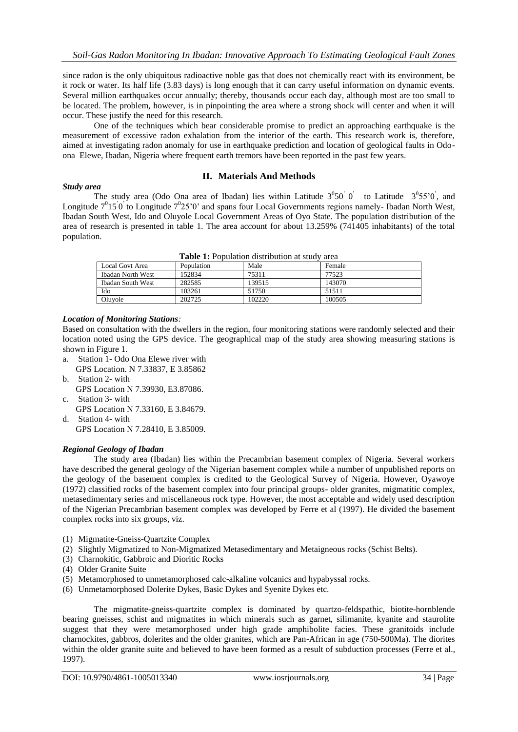since radon is the only ubiquitous radioactive noble gas that does not chemically react with its environment, be it rock or water. Its half life (3.83 days) is long enough that it can carry useful information on dynamic events. Several million earthquakes occur annually; thereby, thousands occur each day, although most are too small to be located. The problem, however, is in pinpointing the area where a strong shock will center and when it will occur. These justify the need for this research.

One of the techniques which bear considerable promise to predict an approaching earthquake is the measurement of excessive radon exhalation from the interior of the earth. This research work is, therefore, aimed at investigating radon anomaly for use in earthquake prediction and location of geological faults in Odo-ona Elewe, Ibadan, Nigeria where frequent earth tremors have been reported in the past few years.

## II. Materials And Methods

### *Study area*

The study area (Odo Ona area of Ibadan) lies within Latitude $3^0 50' 0'$ to Latitude $3^0 55' 0'$, and Longitude $7^0 15' 0'$ to Longitude $7^0 25' 0'$ and spans four Local Governments regions namely- Ibadan North West, Ibadan South West, Ido and Oluyole Local Government Areas of Oyo State. The population distribution of the area of research is presented in table 1. The area account for about 13.259% (741405 inhabitants) of the total population.

**Table 1:** Population distribution at study area

| Local Govt Area | Population | Male | Female |
|---|---|---|---|
| Ibadan North West | 152834 | 75311 | 77523 |
| Ibadan South West | 282585 | 139515 | 143070 |
| Ido | 103261 | 51750 | 51511 |
| Oluyole | 202725 | 102220 | 100505 |

### *Location of Monitoring Stations:*

Based on consultation with the dwellers in the region, four monitoring stations were randomly selected and their location noted using the GPS device. The geographical map of the study area showing measuring stations is shown in Figure 1.

a. Station 1- Odo Ona Elewe river with GPS Location. N 7.33837, E 3.85862
b. Station 2- with GPS Location N 7.39930, E3.87086.
c. Station 3- with GPS Location N 7.33160, E 3.84679.
d. Station 4- with GPS Location N 7.28410, E 3.85009.

### *Regional Geology of Ibadan*

The study area (Ibadan) lies within the Precambrian basement complex of Nigeria. Several workers have described the general geology of the Nigerian basement complex while a number of unpublished reports on the geology of the basement complex is credited to the Geological Survey of Nigeria. However, Oyawoye (1972) classified rocks of the basement complex into four principal groups- older granites, migmatitic complex, metasedimentary series and miscellaneous rock type. However, the most acceptable and widely used description of the Nigerian Precambrian basement complex was developed by Ferre et al (1997). He divided the basement complex rocks into six groups, viz.

(1) Migmatite-Gneiss-Quartzite Complex
(2) Slightly Migmatized to Non-Migmatized Metasedimentary and Metaigneous rocks (Schist Belts).
(3) Charnokitic, Gabbroic and Dioritic Rocks
(4) Older Granite Suite
(5) Metamorphosed to unmetamorphosed calc-alkaline volcanics and hypabyssal rocks.
(6) Unmetamorphosed Dolerite Dykes, Basic Dykes and Syenite Dykes etc.

The migmatite-gneiss-quartzite complex is dominated by quartzo-feldspathic, biotite-hornblende bearing gneisses, schist and migmatites in which minerals such as garnet, silimanite, kyanite and staurolite suggest that they were metamorphosed under high grade amphibolite facies. These granitoids include charnockites, gabbros, dolerites and the older granites, which are Pan-African in age (750-500Ma). The diorites within the older granite suite and believed to have been formed as a result of subduction processes (Ferre et al., 1997).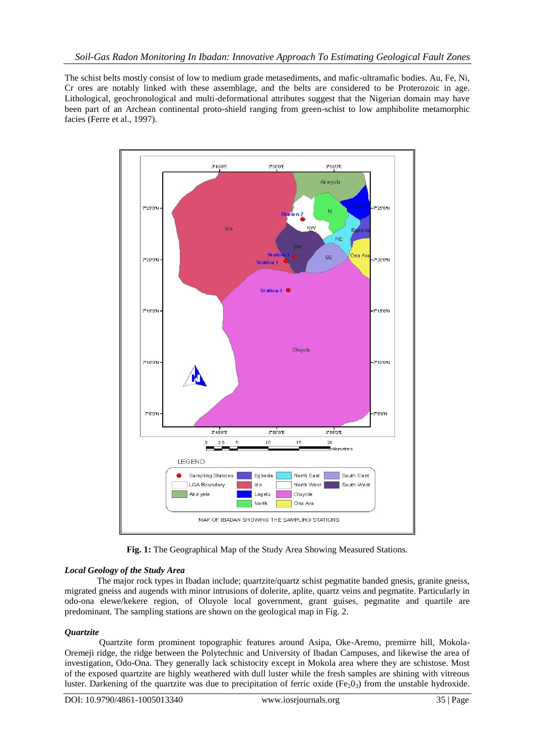The schist belts mostly consist of low to medium grade metasediments, and mafic-ultramafic bodies. Au, Fe, Ni, Cr ores are notably linked with these assemblage, and the belts are considered to be Proterozoic in age. Lithological, geochronological and multi-deformational attributes suggest that the Nigerian domain may have been part of an Archean continental proto-shield ranging from green-schist to low amphibolite metamorphic facies (Ferre et al., 1997).

**Fig. 1:** The Geographical Map of the Study Area Showing Measured Stations.

### *Local Geology of the Study Area*

The major rock types in Ibadan include; quartzite/quartz schist pegmatite banded gnesis, granite gneiss, migrated gneiss and augends with minor intrusions of dolerite, aplite, quartz veins and pegmatite. Particularly in odo-ona elewe/kekere region, of Oluyole local government, grant guises, pegmatite and quartile are predominant. The sampling stations are shown on the geological map in Fig. 2.

### *Quartzite*

Quartzite form prominent topographic features around Asipa, Oke-Aremo, premirre hill, Mokola-Oremeji ridge, the ridge between the Polytechnic and University of Ibadan Campuses, and likewise the area of investigation, Odo-Ona. They generally lack schistocity except in Mokola area where they are schistose. Most of the exposed quartzite are highly weathered with dull luster while the fresh samples are shining with vitreous luster. Darkening of the quartzite was due to precipitation of ferric oxide ($Fe_2O_3$) from the unstable hydroxide.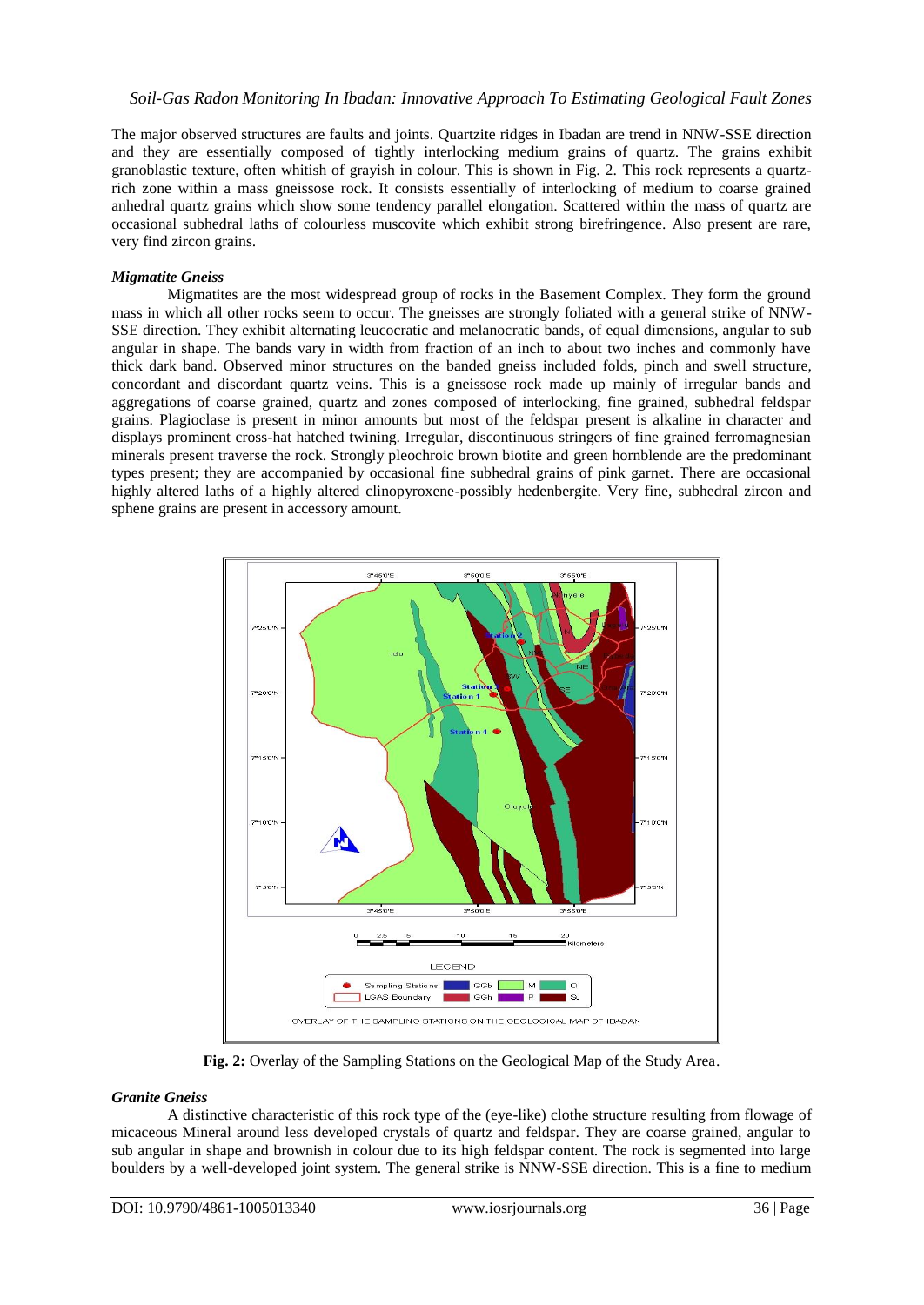The major observed structures are faults and joints. Quartzite ridges in Ibadan are trend in NNW-SSE direction and they are essentially composed of tightly interlocking medium grains of quartz. The grains exhibit granoblastic texture, often whitish of grayish in colour. This is shown in Fig. 2. This rock represents a quartz-rich zone within a mass gneissose rock. It consists essentially of interlocking of medium to coarse grained anhedral quartz grains which show some tendency parallel elongation. Scattered within the mass of quartz are occasional subhedral laths of colourless muscovite which exhibit strong birefringence. Also present are rare, very find zircon grains.

### *Migmatite Gneiss*

Migmatites are the most widespread group of rocks in the Basement Complex. They form the ground mass in which all other rocks seem to occur. The gneisses are strongly foliated with a general strike of NNW-SSE direction. They exhibit alternating leucocratic and melanocratic bands, of equal dimensions, angular to sub angular in shape. The bands vary in width from fraction of an inch to about two inches and commonly have thick dark band. Observed minor structures on the banded gneiss included folds, pinch and swell structure, concordant and discordant quartz veins. This is a gneissose rock made up mainly of irregular bands and aggregations of coarse grained, quartz and zones composed of interlocking, fine grained, subhedral feldspar grains. Plagioclase is present in minor amounts but most of the feldspar present is alkaline in character and displays prominent cross-hat hatched twining. Irregular, discontinuous stringers of fine grained ferromagnesian minerals present traverse the rock. Strongly pleochroic brown biotite and green hornblende are the predominant types present; they are accompanied by occasional fine subhedral grains of pink garnet. There are occasional highly altered laths of a highly altered clinopyroxene-possibly hedenbergite. Very fine, subhedral zircon and sphene grains are present in accessory amount.

**Fig. 2:** Overlay of the Sampling Stations on the Geological Map of the Study Area.

### *Granite Gneiss*

A distinctive characteristic of this rock type of the (eye-like) clothe structure resulting from flowage of micaceous Mineral around less developed crystals of quartz and feldspar. They are coarse grained, angular to sub angular in shape and brownish in colour due to its high feldspar content. The rock is segmented into large boulders by a well-developed joint system. The general strike is NNW-SSE direction. This is a fine to medium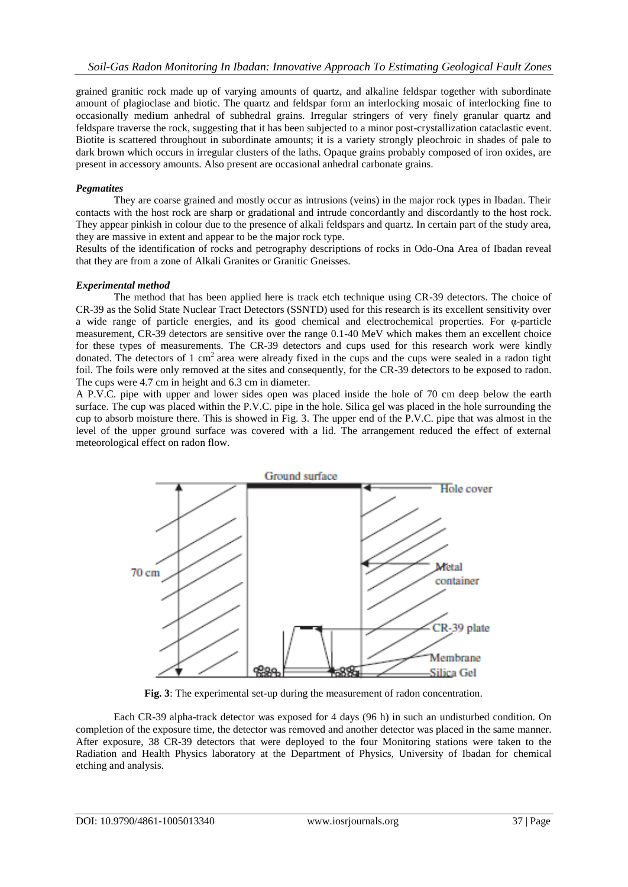grained granitic rock made up of varying amounts of quartz, and alkaline feldspar together with subordinate amount of plagioclase and biotic. The quartz and feldspar form an interlocking mosaic of interlocking fine to occasionally medium anhedral of subhedral grains. Irregular stringers of very finely granular quartz and feldspare traverse the rock, suggesting that it has been subjected to a minor post-crystallization cataclastic event. Biotite is scattered throughout in subordinate amounts; it is a variety strongly pleochroic in shades of pale to dark brown which occurs in irregular clusters of the laths. Opaque grains probably composed of iron oxides, are present in accessory amounts. Also present are occasional anhedral carbonate grains.

***Pegmatites***

They are coarse grained and mostly occur as intrusions (veins) in the major rock types in Ibadan. Their contacts with the host rock are sharp or gradational and intrude concordantly and discordantly to the host rock. They appear pinkish in colour due to the presence of alkali feldspars and quartz. In certain part of the study area, they are massive in extent and appear to be the major rock type.

Results of the identification of rocks and petrography descriptions of rocks in Odo-Ona Area of Ibadan reveal that they are from a zone of Alkali Granites or Granitic Gneisses.

***Experimental method***

The method that has been applied here is track etch technique using CR-39 detectors. The choice of CR-39 as the Solid State Nuclear Tract Detectors (SSNTD) used for this research is its excellent sensitivity over a wide range of particle energies, and its good chemical and electrochemical properties. For α-particle measurement, CR-39 detectors are sensitive over the range 0.1-40 MeV which makes them an excellent choice for these types of measurements. The CR-39 detectors and cups used for this research work were kindly donated. The detectors of 1 $cm^2$ area were already fixed in the cups and the cups were sealed in a radon tight foil. The foils were only removed at the sites and consequently, for the CR-39 detectors to be exposed to radon. The cups were 4.7 cm in height and 6.3 cm in diameter.

A P.V.C. pipe with upper and lower sides open was placed inside the hole of 70 cm deep below the earth surface. The cup was placed within the P.V.C. pipe in the hole. Silica gel was placed in the hole surrounding the cup to absorb moisture there. This is showed in Fig. 3. The upper end of the P.V.C. pipe that was almost in the level of the upper ground surface was covered with a lid. The arrangement reduced the effect of external meteorological effect on radon flow.

**Fig. 3**: The experimental set-up during the measurement of radon concentration.

Each CR-39 alpha-track detector was exposed for 4 days (96 h) in such an undisturbed condition. On completion of the exposure time, the detector was removed and another detector was placed in the same manner. After exposure, 38 CR-39 detectors that were deployed to the four Monitoring stations were taken to the Radiation and Health Physics laboratory at the Department of Physics, University of Ibadan for chemical etching and analysis.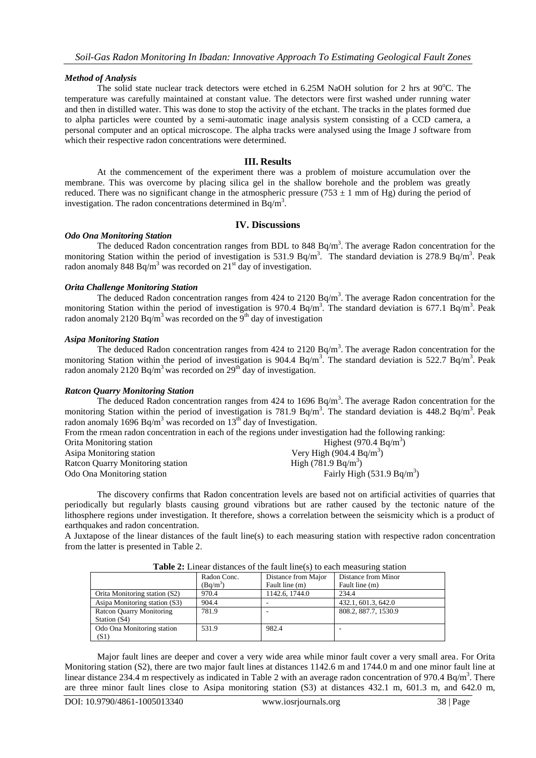### *Method of Analysis*

The solid state nuclear track detectors were etched in 6.25M NaOH solution for 2 hrs at 90°C. The temperature was carefully maintained at constant value. The detectors were first washed under running water and then in distilled water. This was done to stop the activity of the etchant. The tracks in the plates formed due to alpha particles were counted by a semi-automatic inage analysis system consisting of a CCD camera, a personal computer and an optical microscope. The alpha tracks were analysed using the Image J software from which their respective radon concentrations were determined.

## III. Results

At the commencement of the experiment there was a problem of moisture accumulation over the membrane. This was overcome by placing silica gel in the shallow borehole and the problem was greatly reduced. There was no significant change in the atmospheric pressure (753 ± 1 mm of Hg) during the period of investigation. The radon concentrations determined in Bq/m$^3$.

## IV. Discussions

### *Odo Ona Monitoring Station*

The deduced Radon concentration ranges from BDL to 848 Bq/m$^3$. The average Radon concentration for the monitoring Station within the period of investigation is 531.9 Bq/m$^3$. The standard deviation is 278.9 Bq/m$^3$. Peak radon anomaly 848 Bq/m$^3$ was recorded on 21$^{st}$ day of investigation.

### *Orita Challenge Monitoring Station*

The deduced Radon concentration ranges from 424 to 2120 Bq/m$^3$. The average Radon concentration for the monitoring Station within the period of investigation is 970.4 Bq/m$^3$. The standard deviation is 677.1 Bq/m$^3$. Peak radon anomaly 2120 Bq/m$^3$ was recorded on the 9$^{th}$ day of investigation

### *Asipa Monitoring Station*

The deduced Radon concentration ranges from 424 to 2120 Bq/m$^3$. The average Radon concentration for the monitoring Station within the period of investigation is 904.4 Bq/m$^3$. The standard deviation is 522.7 Bq/m$^3$. Peak radon anomaly 2120 Bq/m$^3$ was recorded on 29$^{th}$ day of investigation.

### *Ratcon Quarry Monitoring Station*

The deduced Radon concentration ranges from 424 to 1696 Bq/m$^3$. The average Radon concentration for the monitoring Station within the period of investigation is 781.9 Bq/m$^3$. The standard deviation is 448.2 Bq/m$^3$. Peak radon anomaly 1696 Bq/m$^3$ was recorded on 13$^{th}$ day of Investigation.

From the rmean radon concentration in each of the regions under investigation had the following ranking:

| | |
|---|---|
| Orita Monitoring station | Highest (970.4 Bq/m$^3$) |
| Asipa Monitoring station | Very High (904.4 Bq/m$^3$) |
| Ratcon Quarry Monitoring station | High (781.9 Bq/m$^3$) |
| Odo Ona Monitoring station | Fairly High (531.9 Bq/m$^3$) |

The discovery confirms that Radon concentration levels are based not on artificial activities of quarries that periodically but regularly blasts causing ground vibrations but are rather caused by the tectonic nature of the lithosphere regions under investigation. It therefore, shows a correlation between the seismicity which is a product of earthquakes and radon concentration.

A Juxtapose of the linear distances of the fault line(s) to each measuring station with respective radon concentration from the latter is presented in Table 2.

**Table 2:** Linear distances of the fault line(s) to each measuring station

| | Radon Conc. (Bq/m$^3$) | Distance from Major Fault line (m) | Distance from Minor Fault line (m) |
|---|---|---|---|
| Orita Monitoring station (S2) | 970.4 | 1142.6, 1744.0 | 234.4 |
| Asipa Monitoring station (S3) | 904.4 | - | 432.1, 601.3, 642.0 |
| Ratcon Quarry Monitoring Station (S4) | 781.9 | - | 808.2, 887.7, 1530.9 |
| Odo Ona Monitoring station (S1) | 531.9 | 982.4 | - |

Major fault lines are deeper and cover a very wide area while minor fault cover a very small area. For Orita Monitoring station (S2), there are two major fault lines at distances 1142.6 m and 1744.0 m and one minor fault line at linear distance 234.4 m respectively as indicated in Table 2 with an average radon concentration of 970.4 Bq/m$^3$. There are three minor fault lines close to Asipa monitoring station (S3) at distances 432.1 m, 601.3 m, and 642.0 m,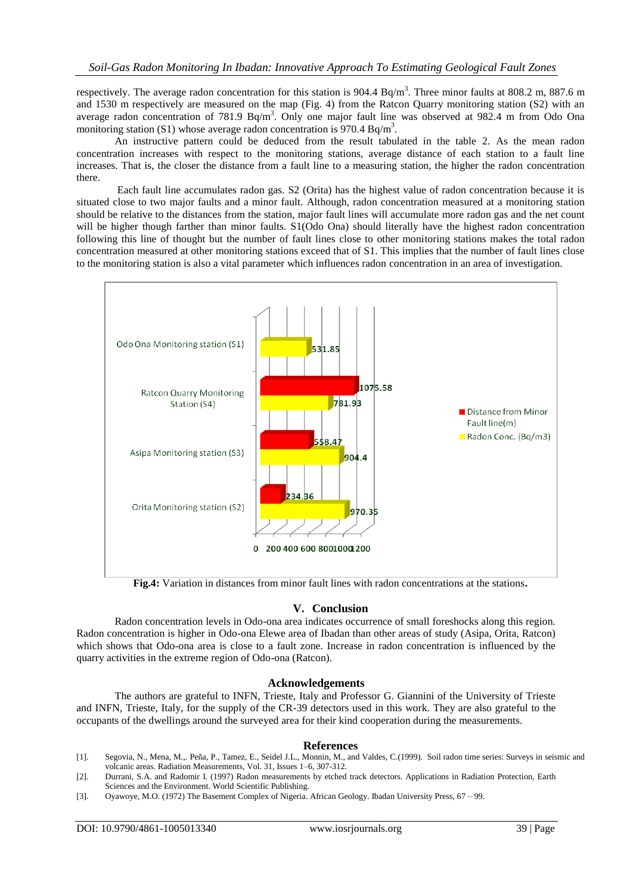respectively. The average radon concentration for this station is 904.4 Bq/m$^3$. Three minor faults at 808.2 m, 887.6 m and 1530 m respectively are measured on the map (Fig. 4) from the Ratcon Quarry monitoring station (S2) with an average radon concentration of 781.9 Bq/m$^3$. Only one major fault line was observed at 982.4 m from Odo Ona monitoring station (S1) whose average radon concentration is 970.4 Bq/m$^3$.

An instructive pattern could be deduced from the result tabulated in the table 2. As the mean radon concentration increases with respect to the monitoring stations, average distance of each station to a fault line increases. That is, the closer the distance from a fault line to a measuring station, the higher the radon concentration there.

Each fault line accumulates radon gas. S2 (Orita) has the highest value of radon concentration because it is situated close to two major faults and a minor fault. Although, radon concentration measured at a monitoring station should be relative to the distances from the station, major fault lines will accumulate more radon gas and the net count will be higher though farther than minor faults. S1(Odo Ona) should literally have the highest radon concentration following this line of thought but the number of fault lines close to other monitoring stations makes the total radon concentration measured at other monitoring stations exceed that of S1. This implies that the number of fault lines close to the monitoring station is also a vital parameter which influences radon concentration in an area of investigation.

| Station | Distance from Minor Fault line(m) | Radon Conc. (Bq/m3) |
|---|---|---|
| Odo Ona Monitoring station (S1) | | 531.85 |
| Ratcon Quarry Monitoring Station (S4) | 1075.58 | 781.93 |
| Asipa Monitoring station (S3) | 558.47 | 904.4 |
| Orita Monitoring station (S2) | 234.36 | 970.35 |

**Fig.4:** Variation in distances from minor fault lines with radon concentrations at the stations**.**

## V. Conclusion

Radon concentration levels in Odo-ona area indicates occurrence of small foreshocks along this region. Radon concentration is higher in Odo-ona Elewe area of Ibadan than other areas of study (Asipa, Orita, Ratcon) which shows that Odo-ona area is close to a fault zone. Increase in radon concentration is influenced by the quarry activities in the extreme region of Odo-ona (Ratcon).

## Acknowledgements

The authors are grateful to INFN, Trieste, Italy and Professor G. Giannini of the University of Trieste and INFN, Trieste, Italy, for the supply of the CR-39 detectors used in this work. They are also grateful to the occupants of the dwellings around the surveyed area for their kind cooperation during the measurements.

## References

[1]. Segovia, N., Mena, M.,. Peña, P., Tamez, E., Seidel J.L., Monnin, M., and Valdes, C.(1999). Soil radon time series: Surveys in seismic and volcanic areas. Radiation Measurements, Vol. 31, Issues 1–6, 307-312.

[2]. Durrani, S.A. and Radomir I. (1997) Radon measurements by etched track detectors. Applications in Radiation Protection, Earth Sciences and the Environment. World Scientific Publishing.

[3]. Oyawoye, M.O. (1972) The Basement Complex of Nigeria. African Geology. Ibadan University Press, 67 – 99.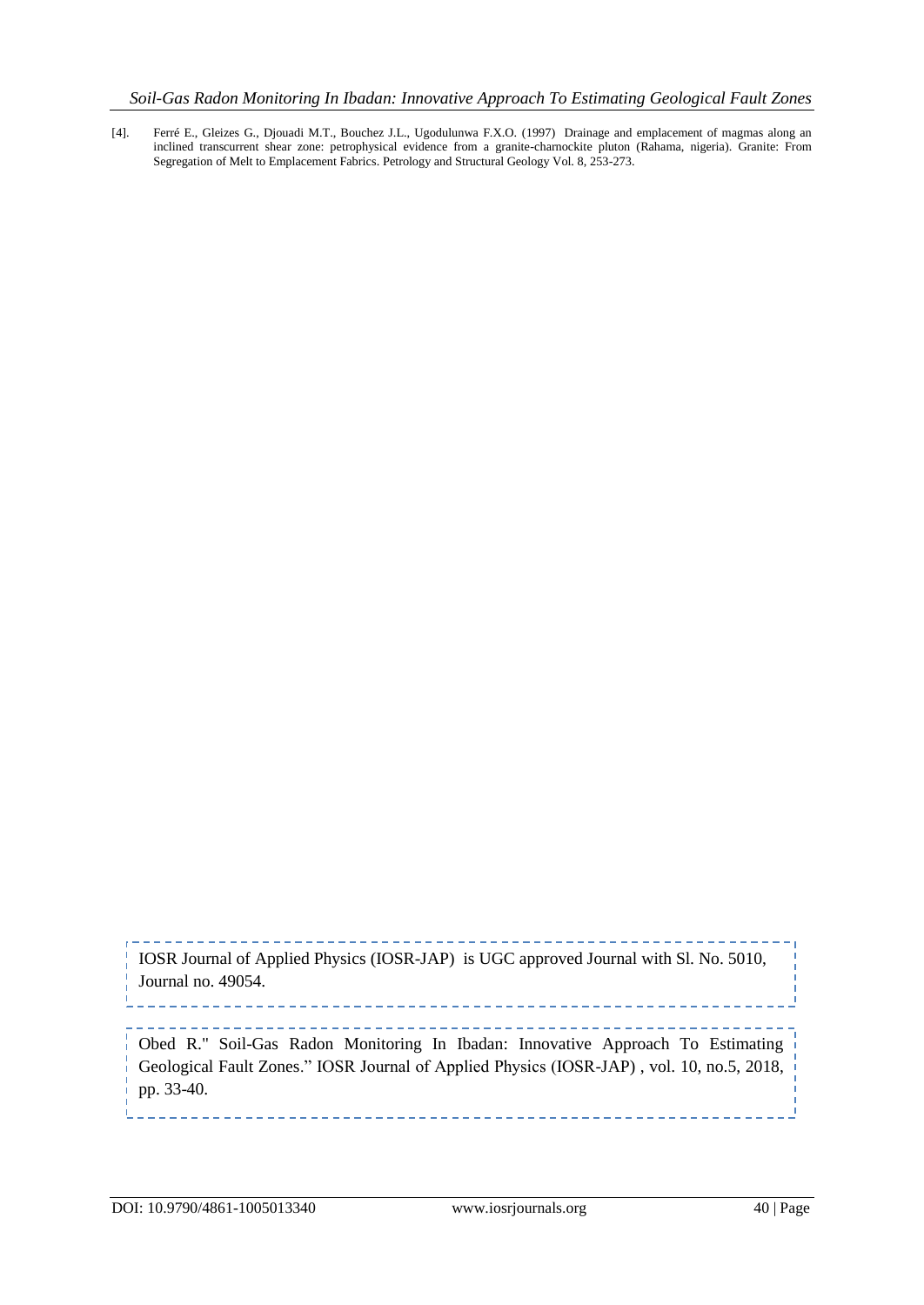[4]. Ferré E., Gleizes G., Djouadi M.T., Bouchez J.L., Ugodulunwa F.X.O. (1997) Drainage and emplacement of magmas along an inclined transcurrent shear zone: petrophysical evidence from a granite-charnockite pluton (Rahama, nigeria). Granite: From Segregation of Melt to Emplacement Fabrics. Petrology and Structural Geology Vol. 8, 253-273.

IOSR Journal of Applied Physics (IOSR-JAP) is UGC approved Journal with Sl. No. 5010, Journal no. 49054.

Obed R." Soil-Gas Radon Monitoring In Ibadan: Innovative Approach To Estimating Geological Fault Zones." IOSR Journal of Applied Physics (IOSR-JAP) , vol. 10, no.5, 2018, pp. 33-40.